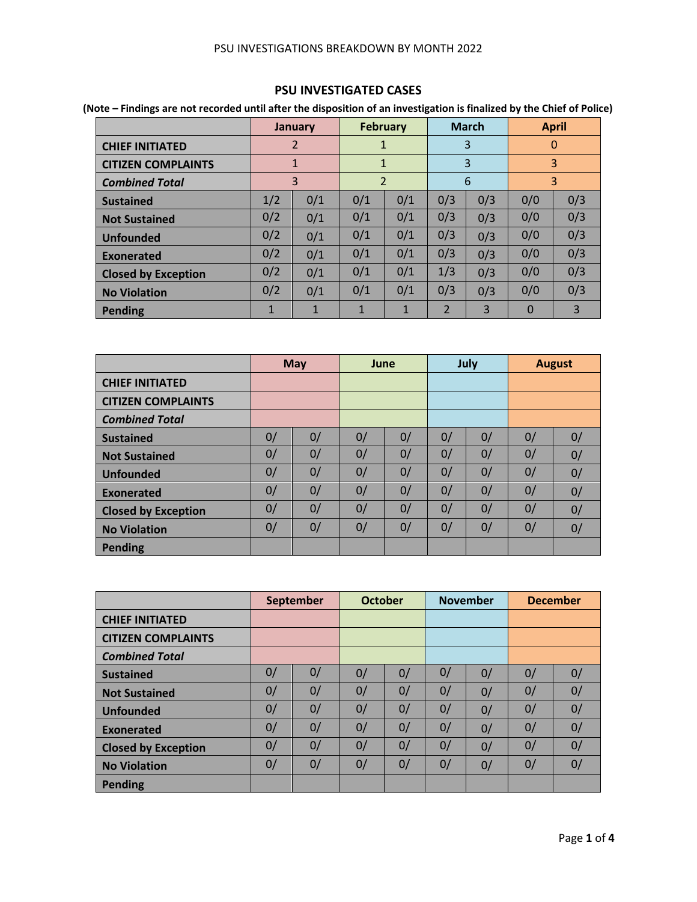## PSU INVESTIGATED CASES

**(Note – Findings are not recorded until after the disposition of an investigation is finalized by the Chief of Police)**

| | January | | February | | March | | April | |
|---|---|---|---|---|---|---|---|---|
| **CHIEF INITIATED** | 2 | | 1 | | 3 | | 0 | |
| **CITIZEN COMPLAINTS** | 1 | | 1 | | 3 | | 3 | |
| ***Combined Total*** | 3 | | 2 | | 6 | | 3 | |
| **Sustained** | 1/2 | 0/1 | 0/1 | 0/1 | 0/3 | 0/3 | 0/0 | 0/3 |
| **Not Sustained** | 0/2 | 0/1 | 0/1 | 0/1 | 0/3 | 0/3 | 0/0 | 0/3 |
| **Unfounded** | 0/2 | 0/1 | 0/1 | 0/1 | 0/3 | 0/3 | 0/0 | 0/3 |
| **Exonerated** | 0/2 | 0/1 | 0/1 | 0/1 | 0/3 | 0/3 | 0/0 | 0/3 |
| **Closed by Exception** | 0/2 | 0/1 | 0/1 | 0/1 | 1/3 | 0/3 | 0/0 | 0/3 |
| **No Violation** | 0/2 | 0/1 | 0/1 | 0/1 | 0/3 | 0/3 | 0/0 | 0/3 |
| **Pending** | 1 | 1 | 1 | 1 | 2 | 3 | 0 | 3 |

| | May | | June | | July | | August | |
|---|---|---|---|---|---|---|---|---|
| **CHIEF INITIATED** | | | | | | | | |
| **CITIZEN COMPLAINTS** | | | | | | | | |
| ***Combined Total*** | | | | | | | | |
| **Sustained** | 0/ | 0/ | 0/ | 0/ | 0/ | 0/ | 0/ | 0/ |
| **Not Sustained** | 0/ | 0/ | 0/ | 0/ | 0/ | 0/ | 0/ | 0/ |
| **Unfounded** | 0/ | 0/ | 0/ | 0/ | 0/ | 0/ | 0/ | 0/ |
| **Exonerated** | 0/ | 0/ | 0/ | 0/ | 0/ | 0/ | 0/ | 0/ |
| **Closed by Exception** | 0/ | 0/ | 0/ | 0/ | 0/ | 0/ | 0/ | 0/ |
| **No Violation** | 0/ | 0/ | 0/ | 0/ | 0/ | 0/ | 0/ | 0/ |
| **Pending** | | | | | | | | |

| | September | | October | | November | | December | |
|---|---|---|---|---|---|---|---|---|
| **CHIEF INITIATED** | | | | | | | | |
| **CITIZEN COMPLAINTS** | | | | | | | | |
| ***Combined Total*** | | | | | | | | |
| **Sustained** | 0/ | 0/ | 0/ | 0/ | 0/ | 0/ | 0/ | 0/ |
| **Not Sustained** | 0/ | 0/ | 0/ | 0/ | 0/ | 0/ | 0/ | 0/ |
| **Unfounded** | 0/ | 0/ | 0/ | 0/ | 0/ | 0/ | 0/ | 0/ |
| **Exonerated** | 0/ | 0/ | 0/ | 0/ | 0/ | 0/ | 0/ | 0/ |
| **Closed by Exception** | 0/ | 0/ | 0/ | 0/ | 0/ | 0/ | 0/ | 0/ |
| **No Violation** | 0/ | 0/ | 0/ | 0/ | 0/ | 0/ | 0/ | 0/ |
| **Pending** | | | | | | | | |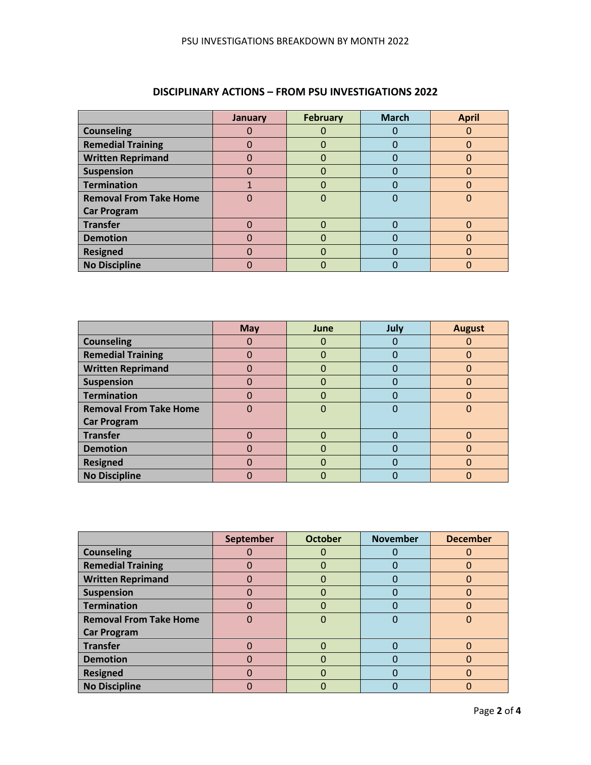## DISCIPLINARY ACTIONS – FROM PSU INVESTIGATIONS 2022

| | January | February | March | April |
|---|---|---|---|---|
| **Counseling** | 0 | 0 | 0 | 0 |
| **Remedial Training** | 0 | 0 | 0 | 0 |
| **Written Reprimand** | 0 | 0 | 0 | 0 |
| **Suspension** | 0 | 0 | 0 | 0 |
| **Termination** | 1 | 0 | 0 | 0 |
| **Removal From Take Home Car Program** | 0 | 0 | 0 | 0 |
| **Transfer** | 0 | 0 | 0 | 0 |
| **Demotion** | 0 | 0 | 0 | 0 |
| **Resigned** | 0 | 0 | 0 | 0 |
| **No Discipline** | 0 | 0 | 0 | 0 |

| | May | June | July | August |
|---|---|---|---|---|
| **Counseling** | 0 | 0 | 0 | 0 |
| **Remedial Training** | 0 | 0 | 0 | 0 |
| **Written Reprimand** | 0 | 0 | 0 | 0 |
| **Suspension** | 0 | 0 | 0 | 0 |
| **Termination** | 0 | 0 | 0 | 0 |
| **Removal From Take Home Car Program** | 0 | 0 | 0 | 0 |
| **Transfer** | 0 | 0 | 0 | 0 |
| **Demotion** | 0 | 0 | 0 | 0 |
| **Resigned** | 0 | 0 | 0 | 0 |
| **No Discipline** | 0 | 0 | 0 | 0 |

| | September | October | November | December |
|---|---|---|---|---|
| **Counseling** | 0 | 0 | 0 | 0 |
| **Remedial Training** | 0 | 0 | 0 | 0 |
| **Written Reprimand** | 0 | 0 | 0 | 0 |
| **Suspension** | 0 | 0 | 0 | 0 |
| **Termination** | 0 | 0 | 0 | 0 |
| **Removal From Take Home Car Program** | 0 | 0 | 0 | 0 |
| **Transfer** | 0 | 0 | 0 | 0 |
| **Demotion** | 0 | 0 | 0 | 0 |
| **Resigned** | 0 | 0 | 0 | 0 |
| **No Discipline** | 0 | 0 | 0 | 0 |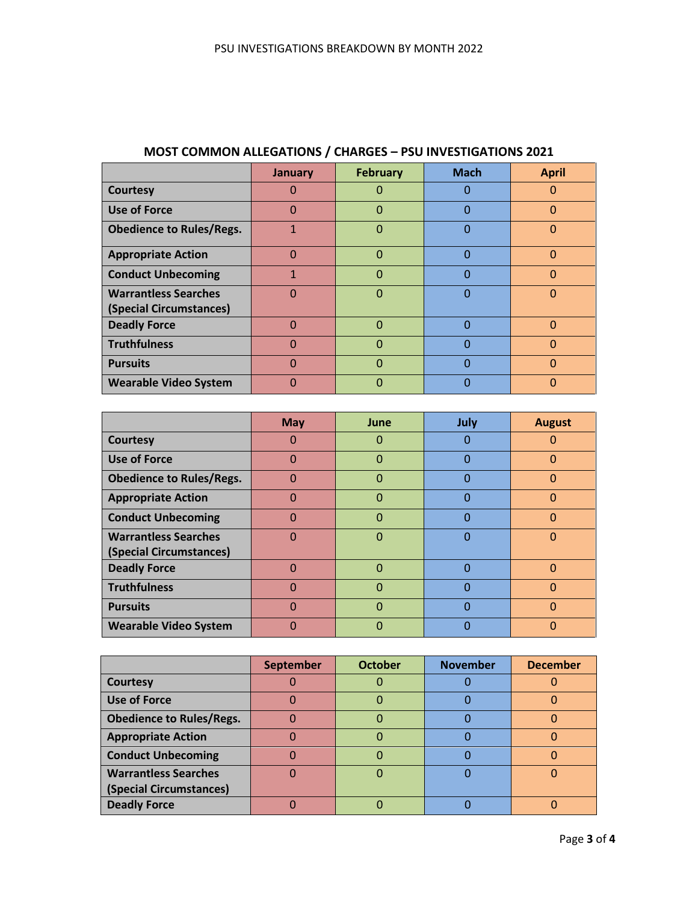## MOST COMMON ALLEGATIONS / CHARGES – PSU INVESTIGATIONS 2021

| | January | February | Mach | April |
|---|---|---|---|---|
| **Courtesy** | 0 | 0 | 0 | 0 |
| **Use of Force** | 0 | 0 | 0 | 0 |
| **Obedience to Rules/Regs.** | 1 | 0 | 0 | 0 |
| **Appropriate Action** | 0 | 0 | 0 | 0 |
| **Conduct Unbecoming** | 1 | 0 | 0 | 0 |
| **Warrantless Searches (Special Circumstances)** | 0 | 0 | 0 | 0 |
| **Deadly Force** | 0 | 0 | 0 | 0 |
| **Truthfulness** | 0 | 0 | 0 | 0 |
| **Pursuits** | 0 | 0 | 0 | 0 |
| **Wearable Video System** | 0 | 0 | 0 | 0 |

| | May | June | July | August |
|---|---|---|---|---|
| **Courtesy** | 0 | 0 | 0 | 0 |
| **Use of Force** | 0 | 0 | 0 | 0 |
| **Obedience to Rules/Regs.** | 0 | 0 | 0 | 0 |
| **Appropriate Action** | 0 | 0 | 0 | 0 |
| **Conduct Unbecoming** | 0 | 0 | 0 | 0 |
| **Warrantless Searches (Special Circumstances)** | 0 | 0 | 0 | 0 |
| **Deadly Force** | 0 | 0 | 0 | 0 |
| **Truthfulness** | 0 | 0 | 0 | 0 |
| **Pursuits** | 0 | 0 | 0 | 0 |
| **Wearable Video System** | 0 | 0 | 0 | 0 |

| | September | October | November | December |
|---|---|---|---|---|
| **Courtesy** | 0 | 0 | 0 | 0 |
| **Use of Force** | 0 | 0 | 0 | 0 |
| **Obedience to Rules/Regs.** | 0 | 0 | 0 | 0 |
| **Appropriate Action** | 0 | 0 | 0 | 0 |
| **Conduct Unbecoming** | 0 | 0 | 0 | 0 |
| **Warrantless Searches (Special Circumstances)** | 0 | 0 | 0 | 0 |
| **Deadly Force** | 0 | 0 | 0 | 0 |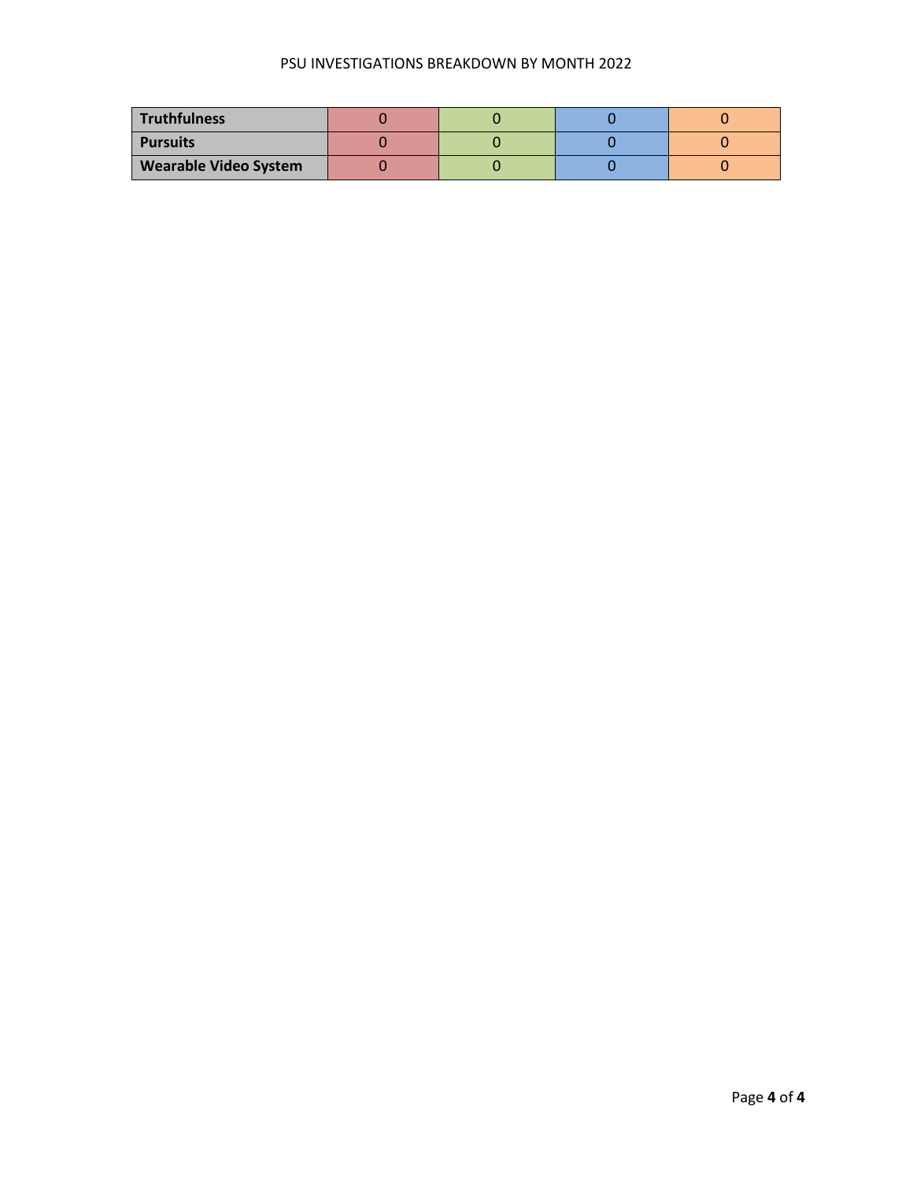| | | | | |
|---|---|---|---|---|
| **Truthfulness** | 0 | 0 | 0 | 0 |
| **Pursuits** | 0 | 0 | 0 | 0 |
| **Wearable Video System** | 0 | 0 | 0 | 0 |